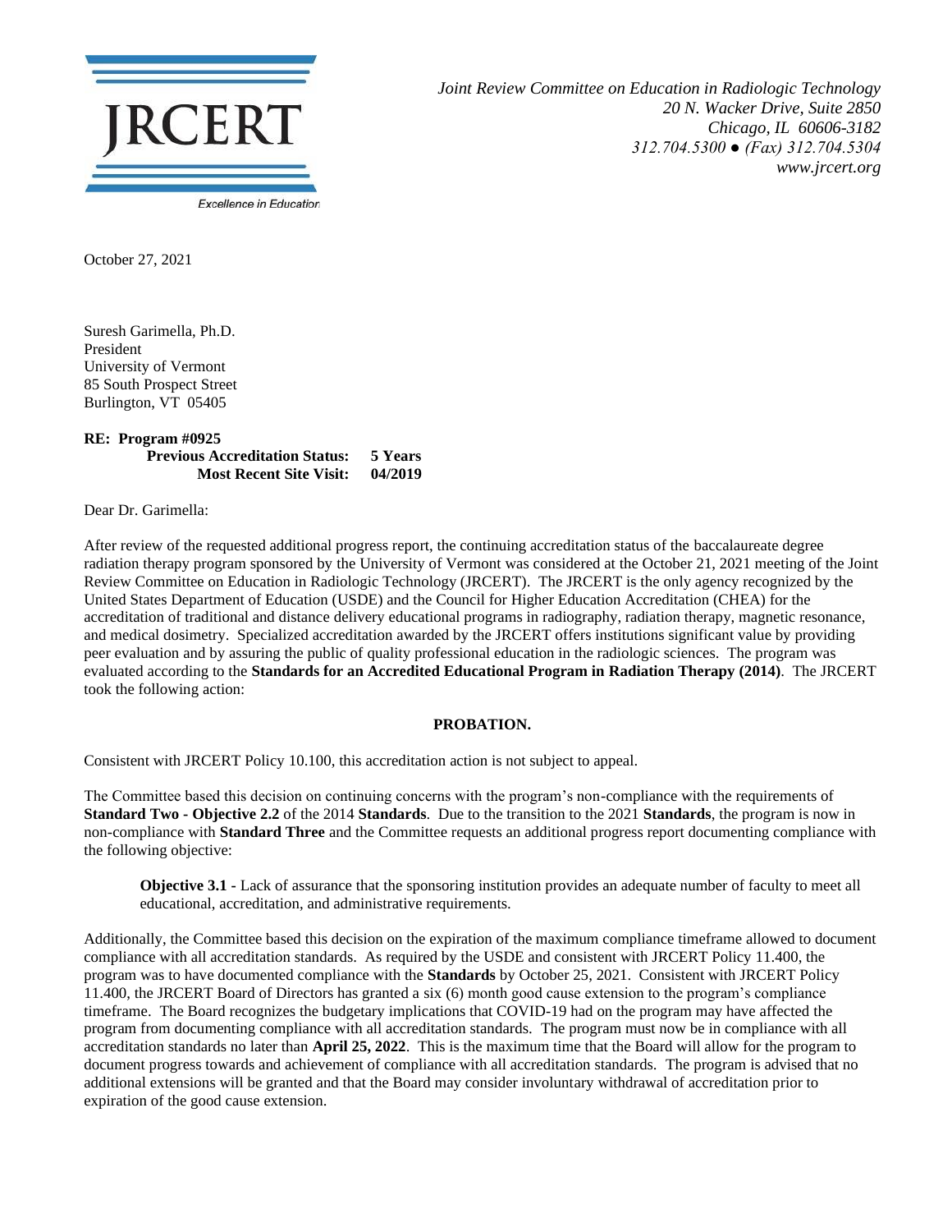JRCERT

Excellence in Education

*Joint Review Committee on Education in Radiologic Technology*
*20 N. Wacker Drive, Suite 2850*
*Chicago, IL 60606-3182*
*312.704.5300 ● (Fax) 312.704.5304*
*www.jrcert.org*

October 27, 2021

Suresh Garimella, Ph.D.
President
University of Vermont
85 South Prospect Street
Burlington, VT 05405

**RE: Program #0925**
**Previous Accreditation Status: 5 Years**
**Most Recent Site Visit: 04/2019**

Dear Dr. Garimella:

After review of the requested additional progress report, the continuing accreditation status of the baccalaureate degree radiation therapy program sponsored by the University of Vermont was considered at the October 21, 2021 meeting of the Joint Review Committee on Education in Radiologic Technology (JRCERT). The JRCERT is the only agency recognized by the United States Department of Education (USDE) and the Council for Higher Education Accreditation (CHEA) for the accreditation of traditional and distance delivery educational programs in radiography, radiation therapy, magnetic resonance, and medical dosimetry. Specialized accreditation awarded by the JRCERT offers institutions significant value by providing peer evaluation and by assuring the public of quality professional education in the radiologic sciences. The program was evaluated according to the **Standards for an Accredited Educational Program in Radiation Therapy (2014)**. The JRCERT took the following action:

**PROBATION.**

Consistent with JRCERT Policy 10.100, this accreditation action is not subject to appeal.

The Committee based this decision on continuing concerns with the program's non-compliance with the requirements of **Standard Two - Objective 2.2** of the 2014 **Standards**. Due to the transition to the 2021 **Standards**, the program is now in non-compliance with **Standard Three** and the Committee requests an additional progress report documenting compliance with the following objective:

> **Objective 3.1 -** Lack of assurance that the sponsoring institution provides an adequate number of faculty to meet all educational, accreditation, and administrative requirements.

Additionally, the Committee based this decision on the expiration of the maximum compliance timeframe allowed to document compliance with all accreditation standards. As required by the USDE and consistent with JRCERT Policy 11.400, the program was to have documented compliance with the **Standards** by October 25, 2021. Consistent with JRCERT Policy 11.400, the JRCERT Board of Directors has granted a six (6) month good cause extension to the program's compliance timeframe. The Board recognizes the budgetary implications that COVID-19 had on the program may have affected the program from documenting compliance with all accreditation standards. The program must now be in compliance with all accreditation standards no later than **April 25, 2022**. This is the maximum time that the Board will allow for the program to document progress towards and achievement of compliance with all accreditation standards. The program is advised that no additional extensions will be granted and that the Board may consider involuntary withdrawal of accreditation prior to expiration of the good cause extension.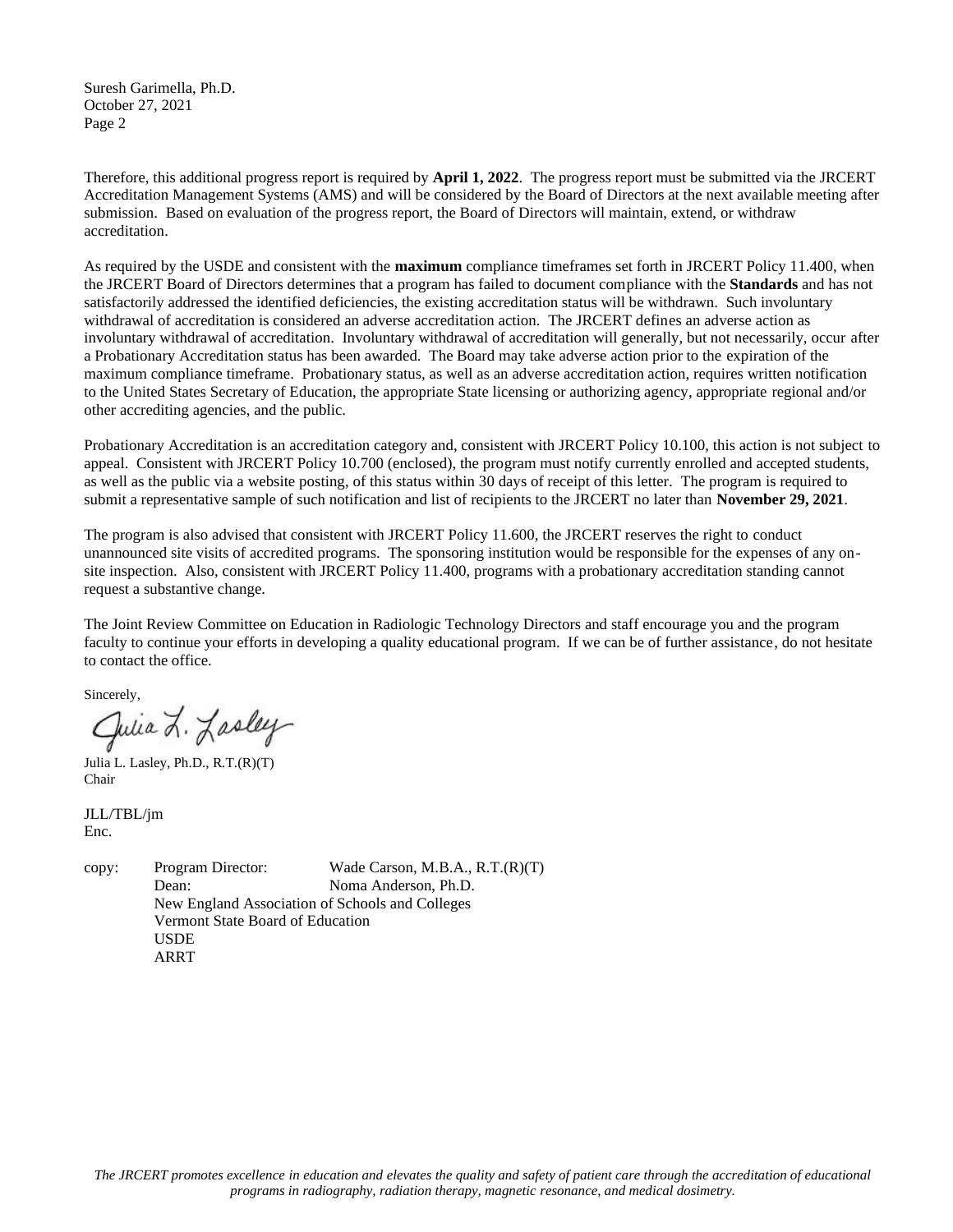Therefore, this additional progress report is required by **April 1, 2022**. The progress report must be submitted via the JRCERT Accreditation Management Systems (AMS) and will be considered by the Board of Directors at the next available meeting after submission. Based on evaluation of the progress report, the Board of Directors will maintain, extend, or withdraw accreditation.

As required by the USDE and consistent with the **maximum** compliance timeframes set forth in JRCERT Policy 11.400, when the JRCERT Board of Directors determines that a program has failed to document compliance with the **Standards** and has not satisfactorily addressed the identified deficiencies, the existing accreditation status will be withdrawn. Such involuntary withdrawal of accreditation is considered an adverse accreditation action. The JRCERT defines an adverse action as involuntary withdrawal of accreditation. Involuntary withdrawal of accreditation will generally, but not necessarily, occur after a Probationary Accreditation status has been awarded. The Board may take adverse action prior to the expiration of the maximum compliance timeframe. Probationary status, as well as an adverse accreditation action, requires written notification to the United States Secretary of Education, the appropriate State licensing or authorizing agency, appropriate regional and/or other accrediting agencies, and the public.

Probationary Accreditation is an accreditation category and, consistent with JRCERT Policy 10.100, this action is not subject to appeal. Consistent with JRCERT Policy 10.700 (enclosed), the program must notify currently enrolled and accepted students, as well as the public via a website posting, of this status within 30 days of receipt of this letter. The program is required to submit a representative sample of such notification and list of recipients to the JRCERT no later than **November 29, 2021**.

The program is also advised that consistent with JRCERT Policy 11.600, the JRCERT reserves the right to conduct unannounced site visits of accredited programs. The sponsoring institution would be responsible for the expenses of any on-site inspection. Also, consistent with JRCERT Policy 11.400, programs with a probationary accreditation standing cannot request a substantive change.

The Joint Review Committee on Education in Radiologic Technology Directors and staff encourage you and the program faculty to continue your efforts in developing a quality educational program. If we can be of further assistance, do not hesitate to contact the office.

Sincerely,

Julia L. Lasley

Julia L. Lasley, Ph.D., R.T.(R)(T)
Chair

JLL/TBL/jm
Enc.

copy: Program Director: Wade Carson, M.B.A., R.T.(R)(T)
Dean: Noma Anderson, Ph.D.
New England Association of Schools and Colleges
Vermont State Board of Education
USDE
ARRT

*The JRCERT promotes excellence in education and elevates the quality and safety of patient care through the accreditation of educational programs in radiography, radiation therapy, magnetic resonance, and medical dosimetry.*